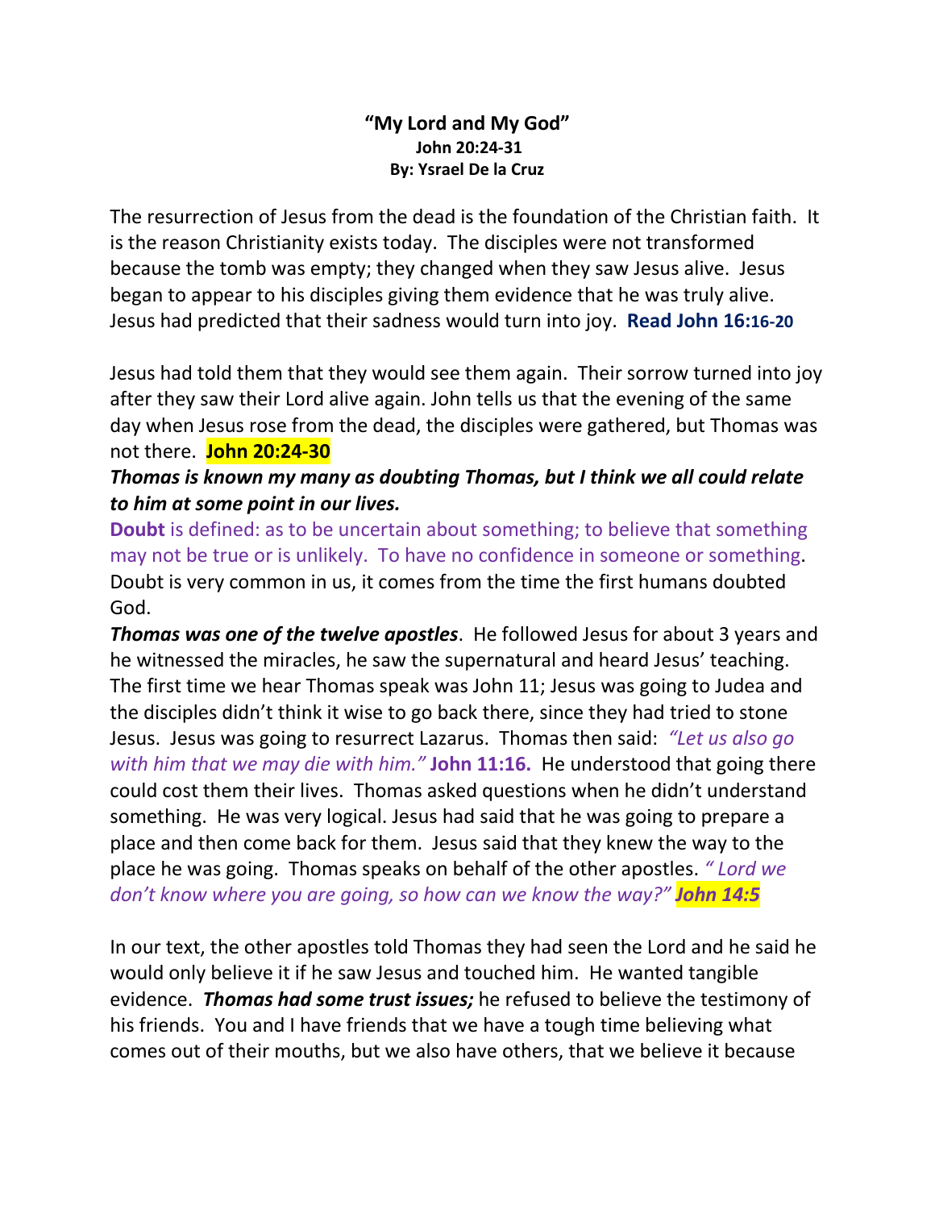**"My Lord and My God"**
**John 20:24-31**
**By: Ysrael De la Cruz**

The resurrection of Jesus from the dead is the foundation of the Christian faith. It is the reason Christianity exists today. The disciples were not transformed because the tomb was empty; they changed when they saw Jesus alive. Jesus began to appear to his disciples giving them evidence that he was truly alive. Jesus had predicted that their sadness would turn into joy. **Read John 16:16-20**

Jesus had told them that they would see them again. Their sorrow turned into joy after they saw their Lord alive again. John tells us that the evening of the same day when Jesus rose from the dead, the disciples were gathered, but Thomas was not there. **John 20:24-30**

***Thomas is known my many as doubting Thomas, but I think we all could relate to him at some point in our lives.***

**Doubt** is defined: as to be uncertain about something; to believe that something may not be true or is unlikely. To have no confidence in someone or something. Doubt is very common in us, it comes from the time the first humans doubted God.

***Thomas was one of the twelve apostles***. He followed Jesus for about 3 years and he witnessed the miracles, he saw the supernatural and heard Jesus' teaching. The first time we hear Thomas speak was John 11; Jesus was going to Judea and the disciples didn't think it wise to go back there, since they had tried to stone Jesus. Jesus was going to resurrect Lazarus. Thomas then said: *"Let us also go with him that we may die with him."* **John 11:16.** He understood that going there could cost them their lives. Thomas asked questions when he didn't understand something. He was very logical. Jesus had said that he was going to prepare a place and then come back for them. Jesus said that they knew the way to the place he was going. Thomas speaks on behalf of the other apostles. *" Lord we don't know where you are going, so how can we know the way?"* ***John 14:5***

In our text, the other apostles told Thomas they had seen the Lord and he said he would only believe it if he saw Jesus and touched him. He wanted tangible evidence. ***Thomas had some trust issues;*** he refused to believe the testimony of his friends. You and I have friends that we have a tough time believing what comes out of their mouths, but we also have others, that we believe it because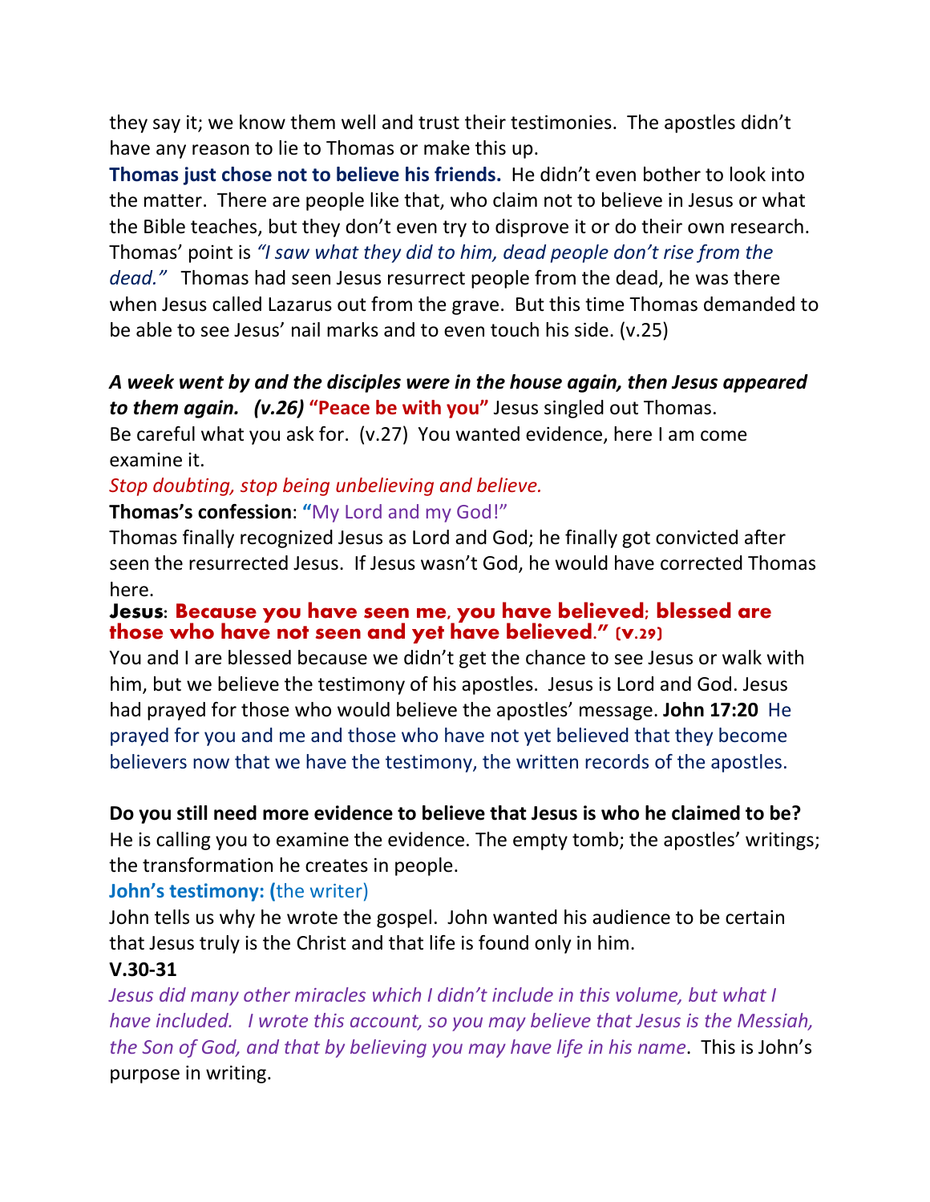they say it; we know them well and trust their testimonies. The apostles didn't have any reason to lie to Thomas or make this up.

**Thomas just chose not to believe his friends.** He didn't even bother to look into the matter. There are people like that, who claim not to believe in Jesus or what the Bible teaches, but they don't even try to disprove it or do their own research. Thomas' point is *"I saw what they did to him, dead people don't rise from the dead."* Thomas had seen Jesus resurrect people from the dead, he was there when Jesus called Lazarus out from the grave. But this time Thomas demanded to be able to see Jesus' nail marks and to even touch his side. (v.25)

***A week went by and the disciples were in the house again, then Jesus appeared to them again. (v.26)*** **"Peace be with you"** Jesus singled out Thomas.
Be careful what you ask for. (v.27) You wanted evidence, here I am come examine it.

*Stop doubting, stop being unbelieving and believe.*

**Thomas's confession**: **"**My Lord and my God!"

Thomas finally recognized Jesus as Lord and God; he finally got convicted after seen the resurrected Jesus. If Jesus wasn't God, he would have corrected Thomas here.

**Jesus: Because you have seen me, you have believed; blessed are those who have not seen and yet have believed." (v.29)**

You and I are blessed because we didn't get the chance to see Jesus or walk with him, but we believe the testimony of his apostles. Jesus is Lord and God. Jesus had prayed for those who would believe the apostles' message. **John 17:20** He prayed for you and me and those who have not yet believed that they become believers now that we have the testimony, the written records of the apostles.

**Do you still need more evidence to believe that Jesus is who he claimed to be?**
He is calling you to examine the evidence. The empty tomb; the apostles' writings; the transformation he creates in people.

**John's testimony: (**the writer)

John tells us why he wrote the gospel. John wanted his audience to be certain that Jesus truly is the Christ and that life is found only in him.

**V.30-31**

*Jesus did many other miracles which I didn't include in this volume, but what I have included. I wrote this account, so you may believe that Jesus is the Messiah, the Son of God, and that by believing you may have life in his name*. This is John's purpose in writing.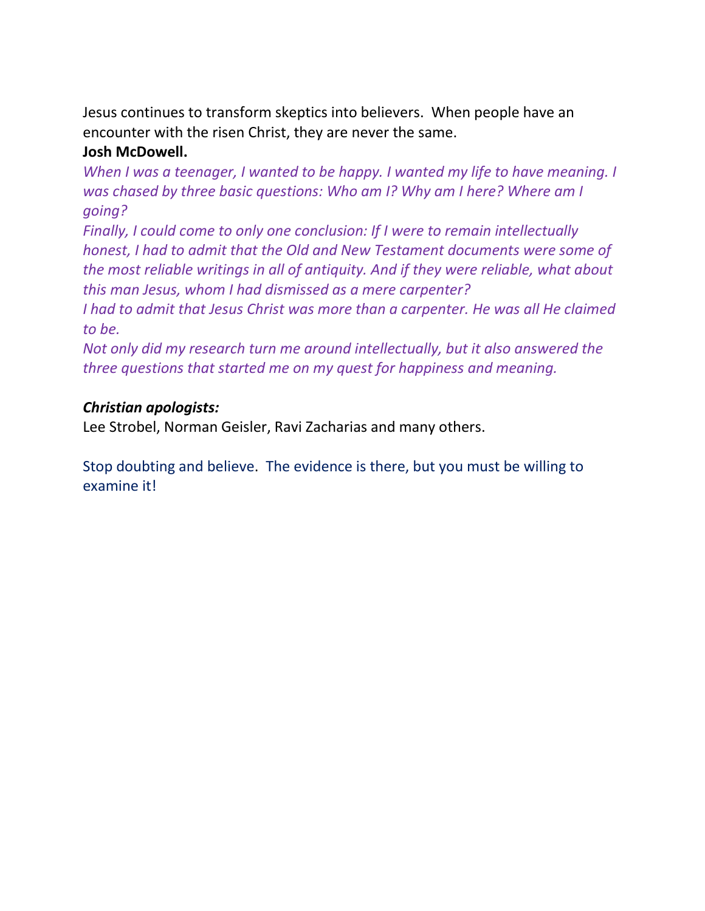Jesus continues to transform skeptics into believers. When people have an encounter with the risen Christ, they are never the same.

**Josh McDowell.**

*When I was a teenager, I wanted to be happy. I wanted my life to have meaning. I was chased by three basic questions: Who am I? Why am I here? Where am I going?*

*Finally, I could come to only one conclusion: If I were to remain intellectually honest, I had to admit that the Old and New Testament documents were some of the most reliable writings in all of antiquity. And if they were reliable, what about this man Jesus, whom I had dismissed as a mere carpenter?*

*I had to admit that Jesus Christ was more than a carpenter. He was all He claimed to be.*

*Not only did my research turn me around intellectually, but it also answered the three questions that started me on my quest for happiness and meaning.*

***Christian apologists:***

Lee Strobel, Norman Geisler, Ravi Zacharias and many others.

Stop doubting and believe. The evidence is there, but you must be willing to examine it!